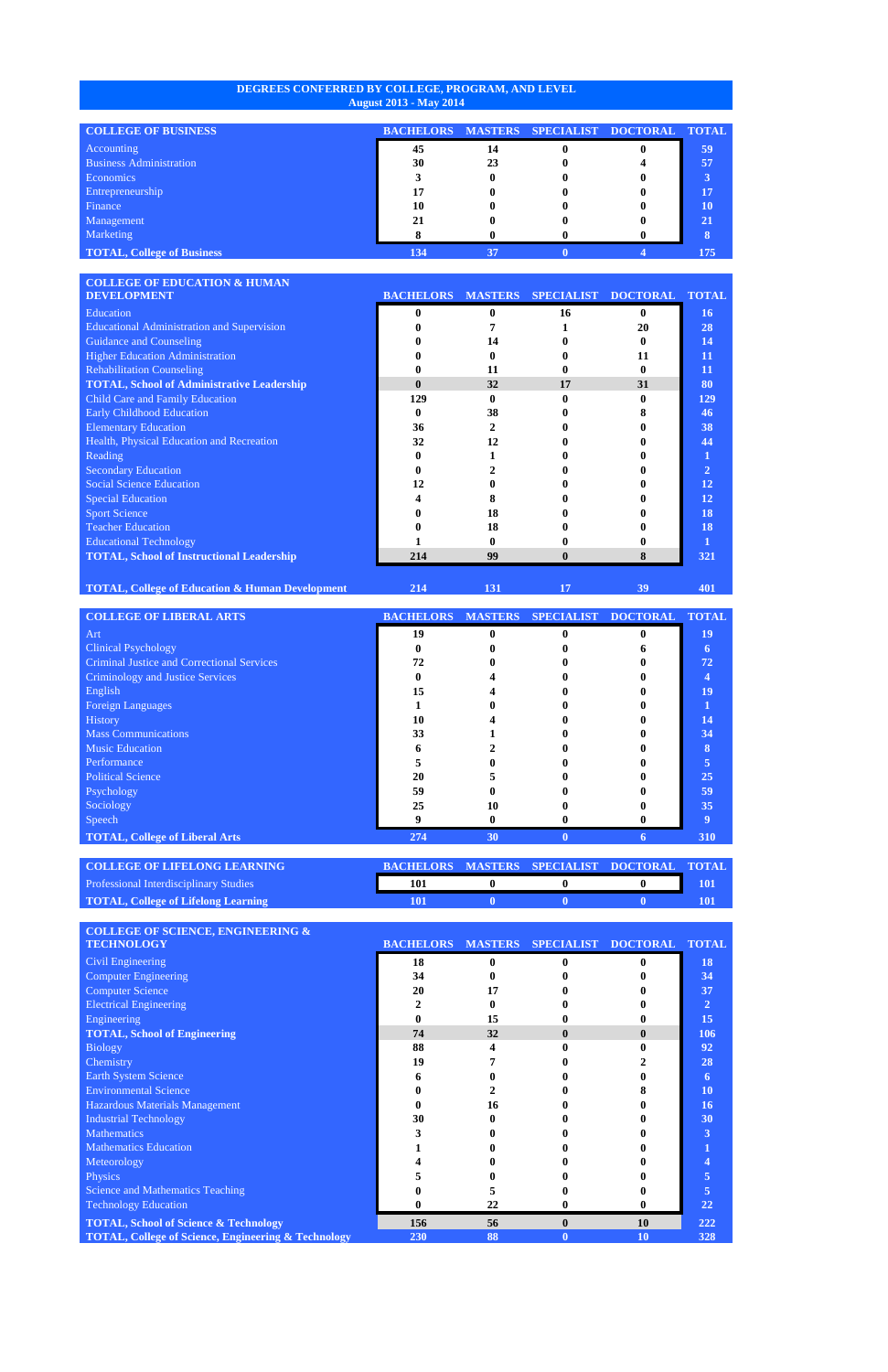# DEGREES CONFERRED BY COLLEGE, PROGRAM, AND LEVEL

## August 2013 - May 2014

| COLLEGE OF BUSINESS | BACHELORS | MASTERS | SPECIALIST | DOCTORAL | TOTAL |
|---|---|---|---|---|---|
| Accounting | 45 | 14 | 0 | 0 | 59 |
| Business Administration | 30 | 23 | 0 | 4 | 57 |
| Economics | 3 | 0 | 0 | 0 | 3 |
| Entrepreneurship | 17 | 0 | 0 | 0 | 17 |
| Finance | 10 | 0 | 0 | 0 | 10 |
| Management | 21 | 0 | 0 | 0 | 21 |
| Marketing | 8 | 0 | 0 | 0 | 8 |
| **TOTAL, College of Business** | 134 | 37 | 0 | 4 | 175 |

| COLLEGE OF EDUCATION & HUMAN DEVELOPMENT | BACHELORS | MASTERS | SPECIALIST | DOCTORAL | TOTAL |
|---|---|---|---|---|---|
| Education | 0 | 0 | 16 | 0 | 16 |
| Educational Administration and Supervision | 0 | 7 | 1 | 20 | 28 |
| Guidance and Counseling | 0 | 14 | 0 | 0 | 14 |
| Higher Education Administration | 0 | 0 | 0 | 11 | 11 |
| Rehabilitation Counseling | 0 | 11 | 0 | 0 | 11 |
| **TOTAL, School of Administrative Leadership** | 0 | 32 | 17 | 31 | 80 |
| Child Care and Family Education | 129 | 0 | 0 | 0 | 129 |
| Early Childhood Education | 0 | 38 | 0 | 8 | 46 |
| Elementary Education | 36 | 2 | 0 | 0 | 38 |
| Health, Physical Education and Recreation | 32 | 12 | 0 | 0 | 44 |
| Reading | 0 | 1 | 0 | 0 | 1 |
| Secondary Education | 0 | 2 | 0 | 0 | 2 |
| Social Science Education | 12 | 0 | 0 | 0 | 12 |
| Special Education | 4 | 8 | 0 | 0 | 12 |
| Sport Science | 0 | 18 | 0 | 0 | 18 |
| Teacher Education | 0 | 18 | 0 | 0 | 18 |
| Educational Technology | 1 | 0 | 0 | 0 | 1 |
| **TOTAL, School of Instructional Leadership** | 214 | 99 | 0 | 8 | 321 |
| **TOTAL, College of Education & Human Development** | 214 | 131 | 17 | 39 | 401 |

| COLLEGE OF LIBERAL ARTS | BACHELORS | MASTERS | SPECIALIST | DOCTORAL | TOTAL |
|---|---|---|---|---|---|
| Art | 19 | 0 | 0 | 0 | 19 |
| Clinical Psychology | 0 | 0 | 0 | 6 | 6 |
| Criminal Justice and Correctional Services | 72 | 0 | 0 | 0 | 72 |
| Criminology and Justice Services | 0 | 4 | 0 | 0 | 4 |
| English | 15 | 4 | 0 | 0 | 19 |
| Foreign Languages | 1 | 0 | 0 | 0 | 1 |
| History | 10 | 4 | 0 | 0 | 14 |
| Mass Communications | 33 | 1 | 0 | 0 | 34 |
| Music Education | 6 | 2 | 0 | 0 | 8 |
| Performance | 5 | 0 | 0 | 0 | 5 |
| Political Science | 20 | 5 | 0 | 0 | 25 |
| Psychology | 59 | 0 | 0 | 0 | 59 |
| Sociology | 25 | 10 | 0 | 0 | 35 |
| Speech | 9 | 0 | 0 | 0 | 9 |
| **TOTAL, College of Liberal Arts** | 274 | 30 | 0 | 6 | 310 |

| COLLEGE OF LIFELONG LEARNING | BACHELORS | MASTERS | SPECIALIST | DOCTORAL | TOTAL |
|---|---|---|---|---|---|
| Professional Interdisciplinary Studies | 101 | 0 | 0 | 0 | 101 |
| **TOTAL, College of Lifelong Learning** | 101 | 0 | 0 | 0 | 101 |

| COLLEGE OF SCIENCE, ENGINEERING & TECHNOLOGY | BACHELORS | MASTERS | SPECIALIST | DOCTORAL | TOTAL |
|---|---|---|---|---|---|
| Civil Engineering | 18 | 0 | 0 | 0 | 18 |
| Computer Engineering | 34 | 0 | 0 | 0 | 34 |
| Computer Science | 20 | 17 | 0 | 0 | 37 |
| Electrical Engineering | 2 | 0 | 0 | 0 | 2 |
| Engineering | 0 | 15 | 0 | 0 | 15 |
| **TOTAL, School of Engineering** | 74 | 32 | 0 | 0 | 106 |
| Biology | 88 | 4 | 0 | 0 | 92 |
| Chemistry | 19 | 7 | 0 | 2 | 28 |
| Earth System Science | 6 | 0 | 0 | 0 | 6 |
| Environmental Science | 0 | 2 | 0 | 8 | 10 |
| Hazardous Materials Management | 0 | 16 | 0 | 0 | 16 |
| Industrial Technology | 30 | 0 | 0 | 0 | 30 |
| Mathematics | 3 | 0 | 0 | 0 | 3 |
| Mathematics Education | 1 | 0 | 0 | 0 | 1 |
| Meteorology | 4 | 0 | 0 | 0 | 4 |
| Physics | 5 | 0 | 0 | 0 | 5 |
| Science and Mathematics Teaching | 0 | 5 | 0 | 0 | 5 |
| Technology Education | 0 | 22 | 0 | 0 | 22 |
| **TOTAL, School of Science & Technology** | 156 | 56 | 0 | 10 | 222 |
| **TOTAL, College of Science, Engineering & Technology** | 230 | 88 | 0 | 10 | 328 |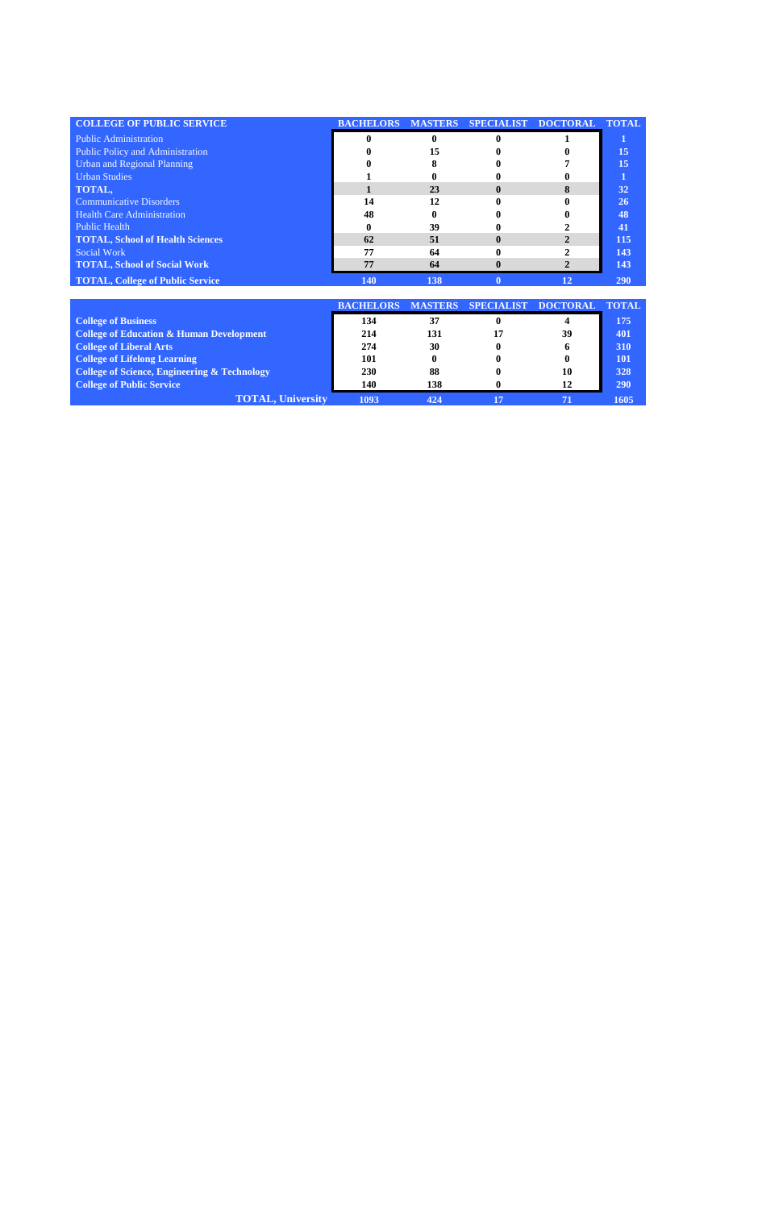| COLLEGE OF PUBLIC SERVICE | BACHELORS | MASTERS | SPECIALIST | DOCTORAL | TOTAL |
|---|---|---|---|---|---|
| Public Administration | 0 | 0 | 0 | 1 | 1 |
| Public Policy and Administration | 0 | 15 | 0 | 0 | 15 |
| Urban and Regional Planning | 0 | 8 | 0 | 7 | 15 |
| Urban Studies | 1 | 0 | 0 | 0 | 1 |
| **TOTAL,** | 1 | 23 | 0 | 8 | 32 |
| Communicative Disorders | 14 | 12 | 0 | 0 | 26 |
| Health Care Administration | 48 | 0 | 0 | 0 | 48 |
| Public Health | 0 | 39 | 0 | 2 | 41 |
| **TOTAL, School of Health Sciences** | 62 | 51 | 0 | 2 | 115 |
| Social Work | 77 | 64 | 0 | 2 | 143 |
| **TOTAL, School of Social Work** | 77 | 64 | 0 | 2 | 143 |
| **TOTAL, College of Public Service** | 140 | 138 | 0 | 12 | 290 |

| | BACHELORS | MASTERS | SPECIALIST | DOCTORAL | TOTAL |
|---|---|---|---|---|---|
| **College of Business** | 134 | 37 | 0 | 4 | 175 |
| **College of Education & Human Development** | 214 | 131 | 17 | 39 | 401 |
| **College of Liberal Arts** | 274 | 30 | 0 | 6 | 310 |
| **College of Lifelong Learning** | 101 | 0 | 0 | 0 | 101 |
| **College of Science, Engineering & Technology** | 230 | 88 | 0 | 10 | 328 |
| **College of Public Service** | 140 | 138 | 0 | 12 | 290 |
| **TOTAL, University** | 1093 | 424 | 17 | 71 | 1605 |